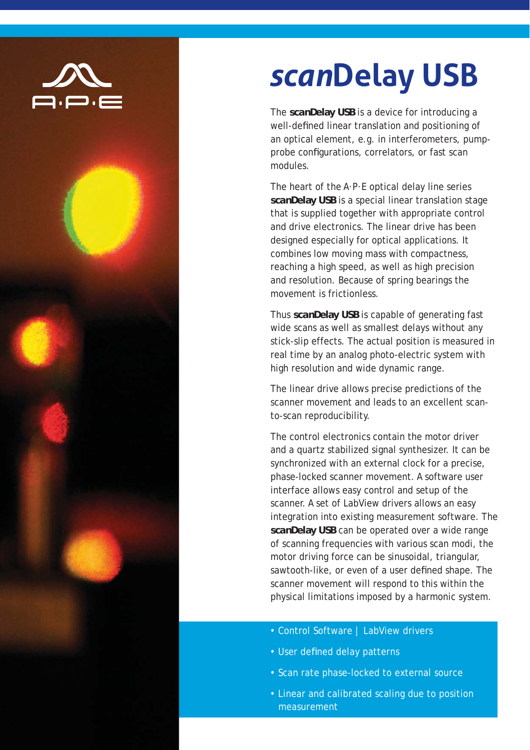# *scan*Delay USB

The **scanDelay USB** is a device for introducing a well-defined linear translation and positioning of an optical element, e.g. in interferometers, pump-probe configurations, correlators, or fast scan modules.

The heart of the A·P·E optical delay line series **scanDelay USB** is a special linear translation stage that is supplied together with appropriate control and drive electronics. The linear drive has been designed especially for optical applications. It combines low moving mass with compactness, reaching a high speed, as well as high precision and resolution. Because of spring bearings the movement is frictionless.

Thus **scanDelay USB** is capable of generating fast wide scans as well as smallest delays without any stick-slip effects. The actual position is measured in real time by an analog photo-electric system with high resolution and wide dynamic range.

The linear drive allows precise predictions of the scanner movement and leads to an excellent scan-to-scan reproducibility.

The control electronics contain the motor driver and a quartz stabilized signal synthesizer. It can be synchronized with an external clock for a precise, phase-locked scanner movement. A software user interface allows easy control and setup of the scanner. A set of LabView drivers allows an easy integration into existing measurement software. The **scanDelay USB** can be operated over a wide range of scanning frequencies with various scan modi, the motor driving force can be sinusoidal, triangular, sawtooth-like, or even of a user defined shape. The scanner movement will respond to this within the physical limitations imposed by a harmonic system.

- Control Software | LabView drivers
- User defined delay patterns
- Scan rate phase-locked to external source
- Linear and calibrated scaling due to position measurement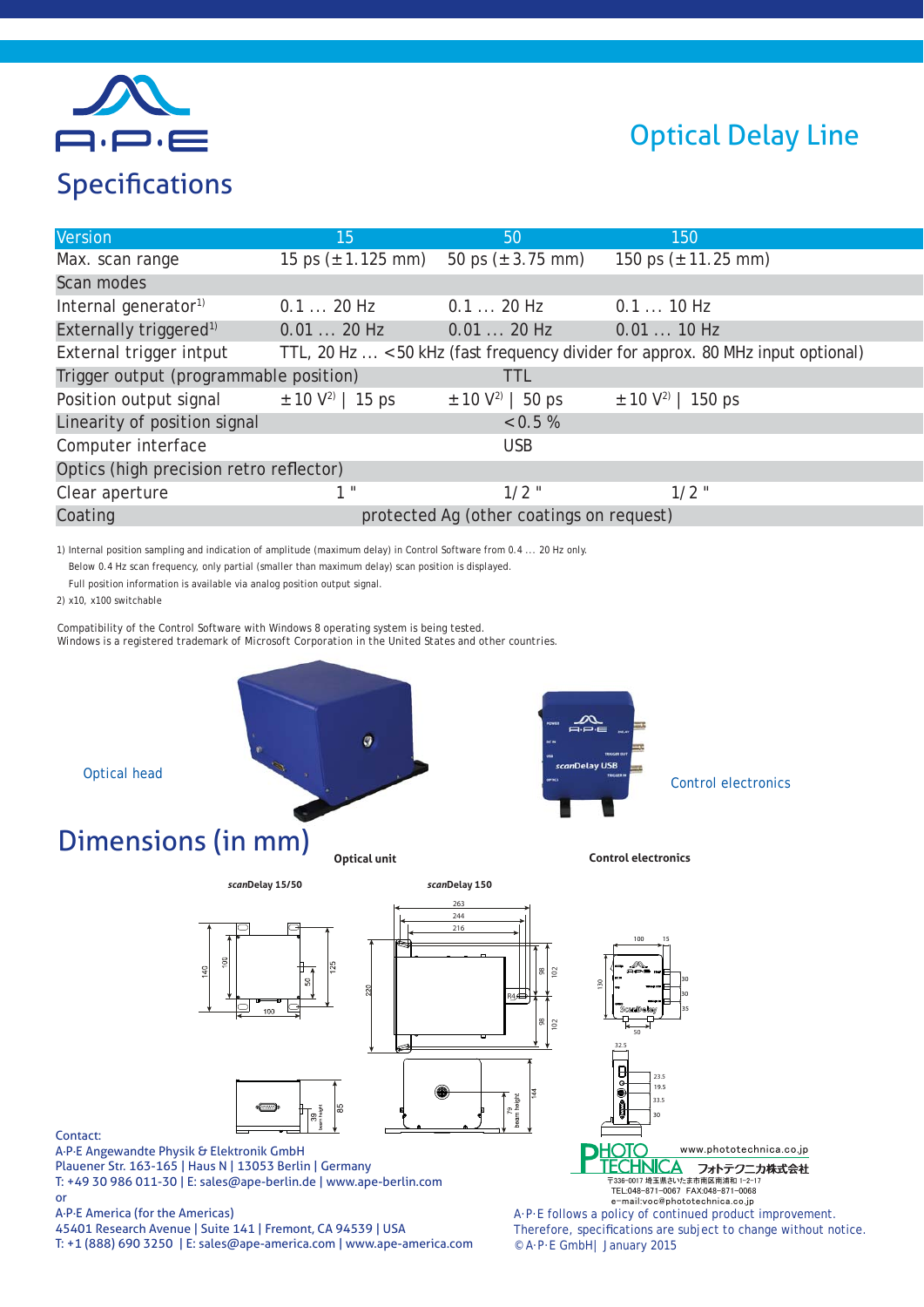A·P·E

# Optical Delay Line

## Specifications

| Version | 15 | 50 | 150 |
|---|---|---|---|
| Max. scan range | 15 ps (±1.125 mm) | 50 ps (±3.75 mm) | 150 ps (±11.25 mm) |
| Scan modes | | | |
| Internal generator[1] | 0.1 ... 20 Hz | 0.1 ... 20 Hz | 0.1 ... 10 Hz |
| Externally triggered[1] | 0.01 ... 20 Hz | 0.01 ... 20 Hz | 0.01 ... 10 Hz |
| External trigger intput | TTL, 20 Hz ... <50 kHz (fast frequency divider for approx. 80 MHz input optional) | | |
| Trigger output (programmable position) | | TTL | |
| Position output signal | ±10 V[2] \| 15 ps | ±10 V[2] \| 50 ps | ±10 V[2] \| 150 ps |
| Linearity of position signal | | <0.5 % | |
| Computer interface | | USB | |
| Optics (high precision retro reflector) | | | |
| Clear aperture | 1 " | 1/2 " | 1/2 " |
| Coating | | protected Ag (other coatings on request) | |

1) Internal position sampling and indication of amplitude (maximum delay) in Control Software from 0.4 ... 20 Hz only.
Below 0.4 Hz scan frequency, only partial (smaller than maximum delay) scan position is displayed.
Full position information is available via analog position output signal.

2) x10, x100 switchable

Compatibility of the Control Software with Windows 8 operating system is being tested.
Windows is a registered trademark of Microsoft Corporation in the United States and other countries.

Optical head

Control electronics

## Dimensions (in mm)

**Optical unit**

*scan*Delay 15/50

140, 100, 125, 50, 100, 39, 85, beam height

*scan*Delay 150

263, 244, 216, 220, 98, 102, 98, 102, 144, 79, beam height

**Control electronics**

100, 15, 130, 30, 30, 35, 50, 32.5, 23.5, 19.5, 33.5, 30

Contact:
A·P·E Angewandte Physik & Elektronik GmbH
Plauener Str. 163-165 | Haus N | 13053 Berlin | Germany
T: +49 30 986 011-30 | E: sales@ape-berlin.de | www.ape-berlin.com
or
A·P·E America (for the Americas)
45401 Research Avenue | Suite 141 | Fremont, CA 94539 | USA
T: +1 (888) 690 3250 | E: sales@ape-america.com | www.ape-america.com

PHOTO TECHNICA www.phototechnica.co.jp
フォトテクニカ株式会社
〒336-0017 埼玉県さいたま市南区南浦和 1-2-17
TEL:048-871-0067 FAX:048-871-0068
e-mail:voc@phototechnica.co.jp

A·P·E follows a policy of continued product improvement.
Therefore, specifications are subject to change without notice.
© A·P·E GmbH | January 2015